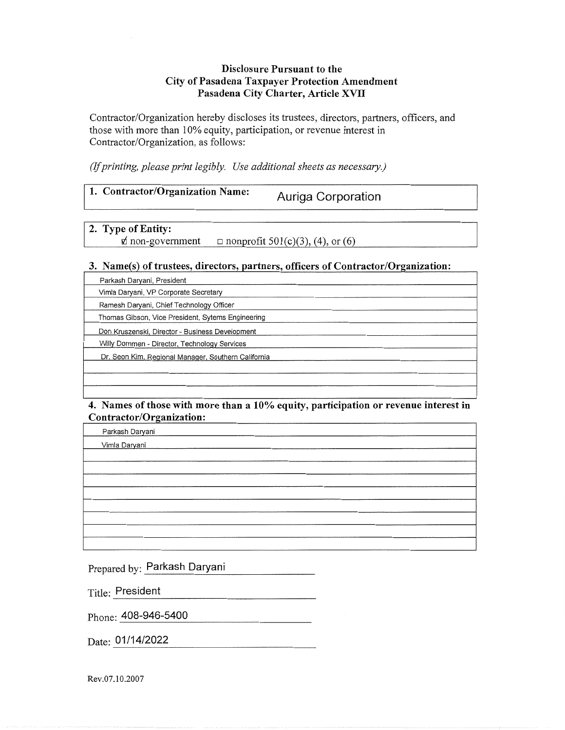# Disclosure Pursuant to the City of Pasadena Taxpayer Protection Amendment Pasadena City Charter, Article XVII

Contractor/Organization hereby discloses its trustees, directors, partners, officers, and those with more than 10% equity, participation, or revenue interest in Contractor/Organization, as follows:

*(If printing, please print legibly. Use additional sheets as necessary.)*

**1. Contractor/Organization Name:** Auriga Corporation

**2. Type of Entity:**

☑ non-government ☐ nonprofit 501(c)(3), (4), or (6)

**3. Name(s) of trustees, directors, partners, officers of Contractor/Organization:**

- Parkash Daryani, President
- Vimla Daryani, VP Corporate Secretary
- Ramesh Daryani, Chief Technology Officer
- Thomas Gibson, Vice President, Sytems Engineering
- Don Kruszenski, Director - Business Development
- Willy Dommen - Director, Technology Services
- Dr. Seon Kim, Regional Manager, Southern California

**4. Names of those with more than a 10% equity, participation or revenue interest in Contractor/Organization:**

- Parkash Daryani
- Vimla Daryani

Prepared by: Parkash Daryani

Title: President

Phone: 408-946-5400

Date: 01/14/2022

Rev.07.10.2007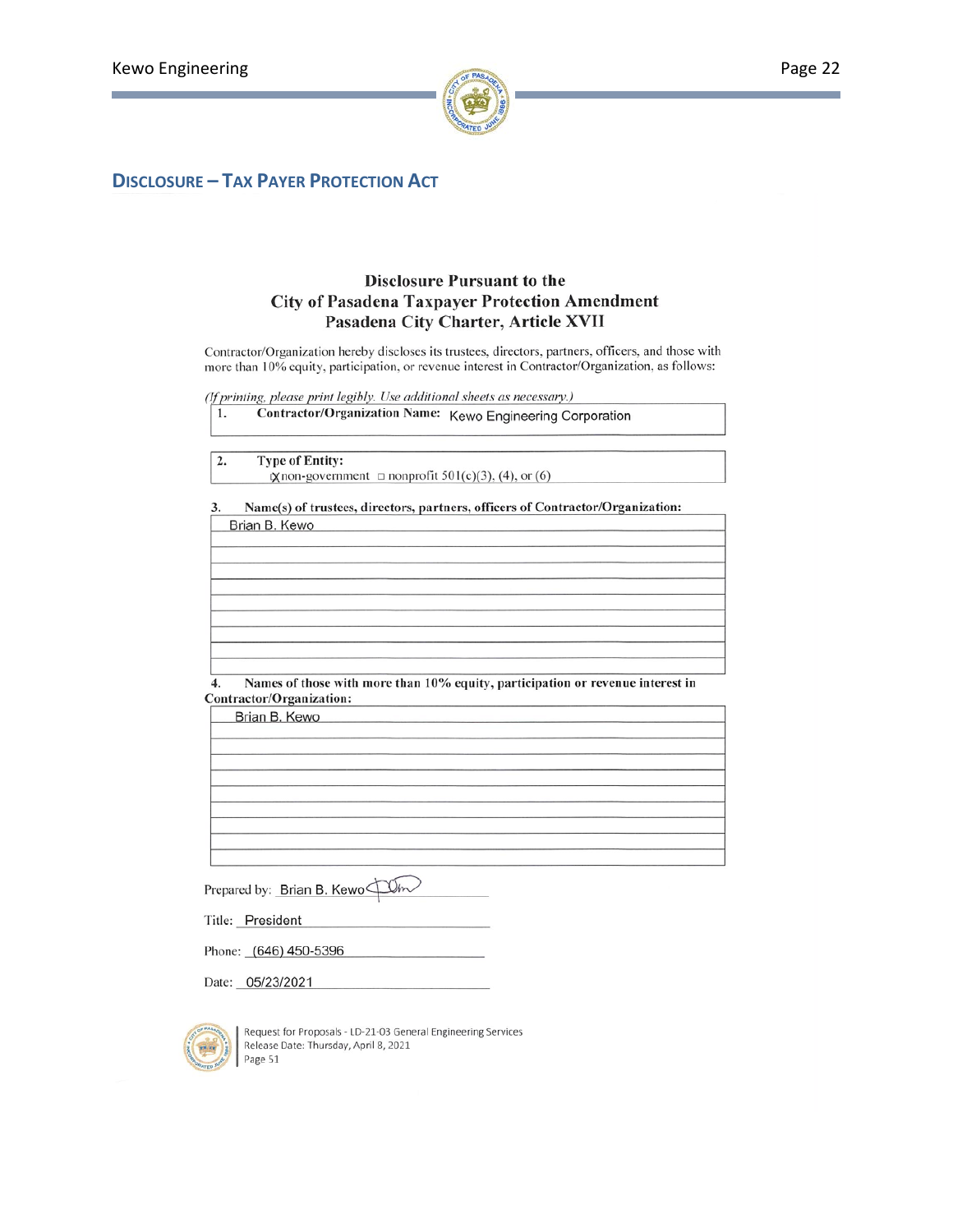## Disclosure – Tax Payer Protection Act

### Disclosure Pursuant to the City of Pasadena Taxpayer Protection Amendment Pasadena City Charter, Article XVII

Contractor/Organization hereby discloses its trustees, directors, partners, officers, and those with more than 10% equity, participation, or revenue interest in Contractor/Organization, as follows:

*(If printing, please print legibly. Use additional sheets as necessary.)*

| 1. **Contractor/Organization Name:** Kewo Engineering Corporation |
|---|

| 2. **Type of Entity:** ☒ non-government ☐ nonprofit 501(c)(3), (4), or (6) |
|---|

**3. Name(s) of trustees, directors, partners, officers of Contractor/Organization:**

| |
|---|
| Brian B. Kewo |

**4. Names of those with more than 10% equity, participation or revenue interest in Contractor/Organization:**

| |
|---|
| Brian B. Kewo |

Prepared by: Brian B. Kewo [signature]

Title: President

Phone: (646) 450-5396

Date: 05/23/2021

Request for Proposals - LD-21-03 General Engineering Services
Release Date: Thursday, April 8, 2021
Page 51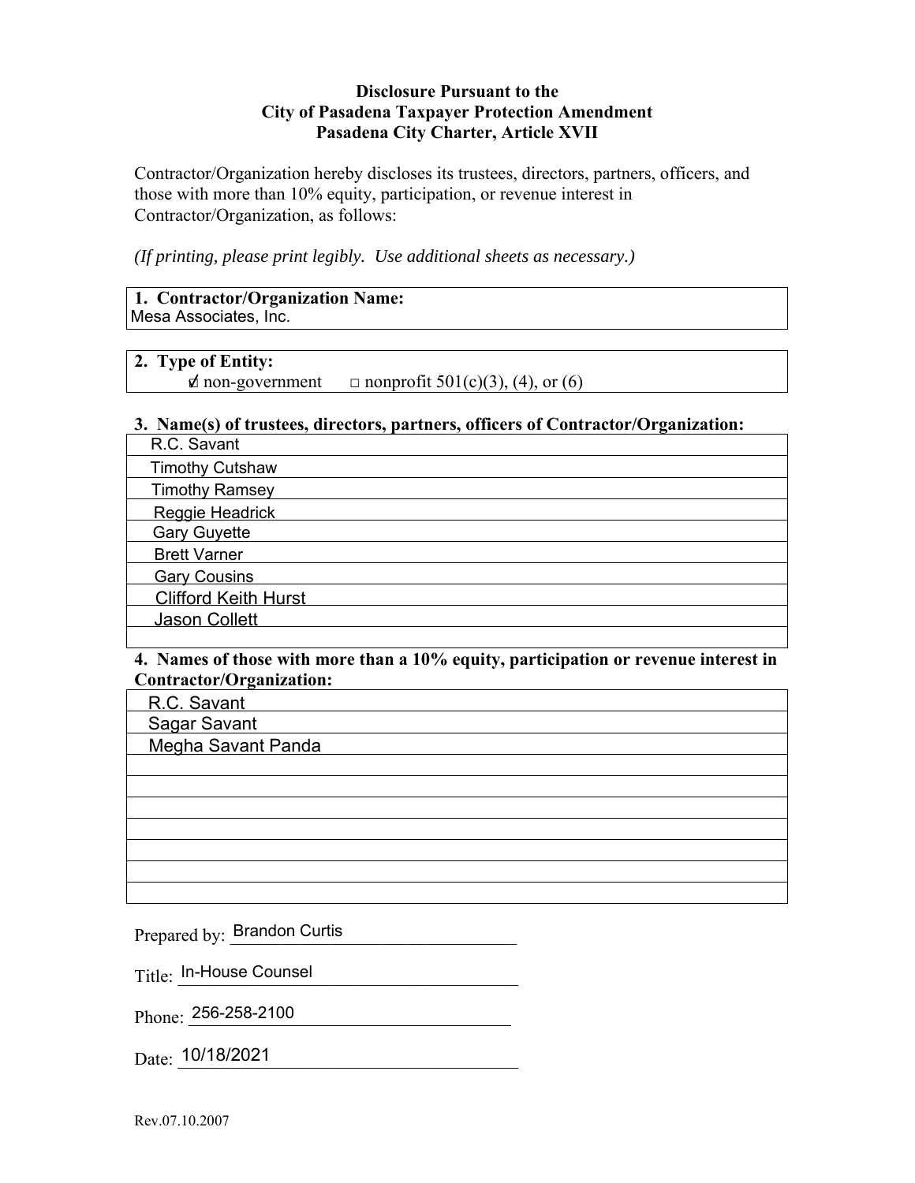**Disclosure Pursuant to the**
**City of Pasadena Taxpayer Protection Amendment**
**Pasadena City Charter, Article XVII**

Contractor/Organization hereby discloses its trustees, directors, partners, officers, and those with more than 10% equity, participation, or revenue interest in Contractor/Organization, as follows:

*(If printing, please print legibly. Use additional sheets as necessary.)*

**1. Contractor/Organization Name:**
Mesa Associates, Inc.

**2. Type of Entity:**
☑ non-government ☐ nonprofit 501(c)(3), (4), or (6)

**3. Name(s) of trustees, directors, partners, officers of Contractor/Organization:**

| |
|---|
| R.C. Savant |
| Timothy Cutshaw |
| Timothy Ramsey |
| Reggie Headrick |
| Gary Guyette |
| Brett Varner |
| Gary Cousins |
| Clifford Keith Hurst |
| Jason Collett |
| |

**4. Names of those with more than a 10% equity, participation or revenue interest in Contractor/Organization:**

| |
|---|
| R.C. Savant |
| Sagar Savant |
| Megha Savant Panda |
| |
| |
| |
| |
| |
| |
| |

Prepared by: Brandon Curtis

Title: In-House Counsel

Phone: 256-258-2100

Date: 10/18/2021

Rev.07.10.2007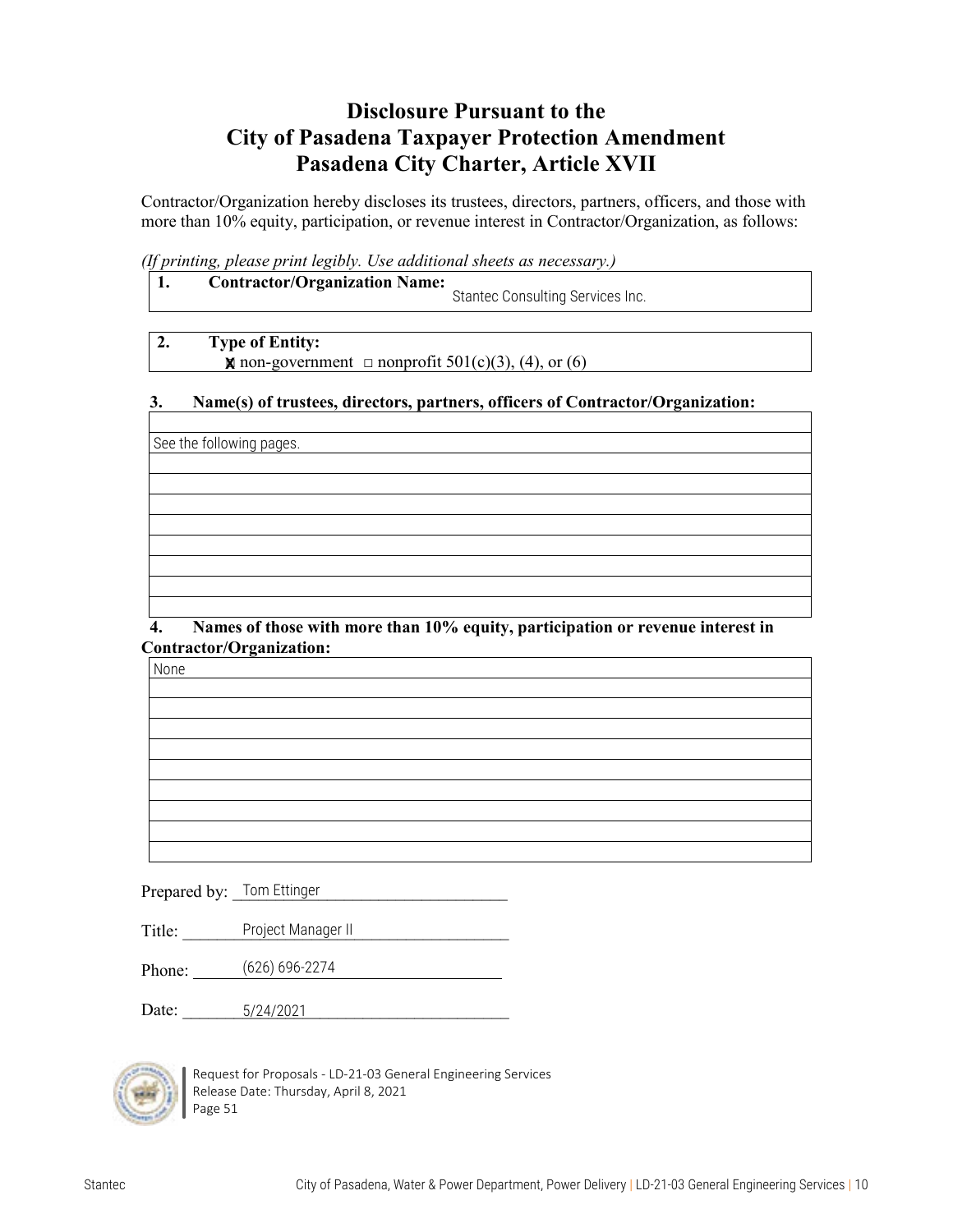# Disclosure Pursuant to the City of Pasadena Taxpayer Protection Amendment Pasadena City Charter, Article XVII

Contractor/Organization hereby discloses its trustees, directors, partners, officers, and those with more than 10% equity, participation, or revenue interest in Contractor/Organization, as follows:

*(If printing, please print legibly. Use additional sheets as necessary.)*

**1. Contractor/Organization Name:** Stantec Consulting Services Inc.

**2. Type of Entity:**
☒ non-government ☐ nonprofit 501(c)(3), (4), or (6)

**3. Name(s) of trustees, directors, partners, officers of Contractor/Organization:**

See the following pages.

**4. Names of those with more than 10% equity, participation or revenue interest in Contractor/Organization:**

None

Prepared by: Tom Ettinger

Title: Project Manager II

Phone: (626) 696-2274

Date: 5/24/2021

Request for Proposals - LD-21-03 General Engineering Services
Release Date: Thursday, April 8, 2021
Page 51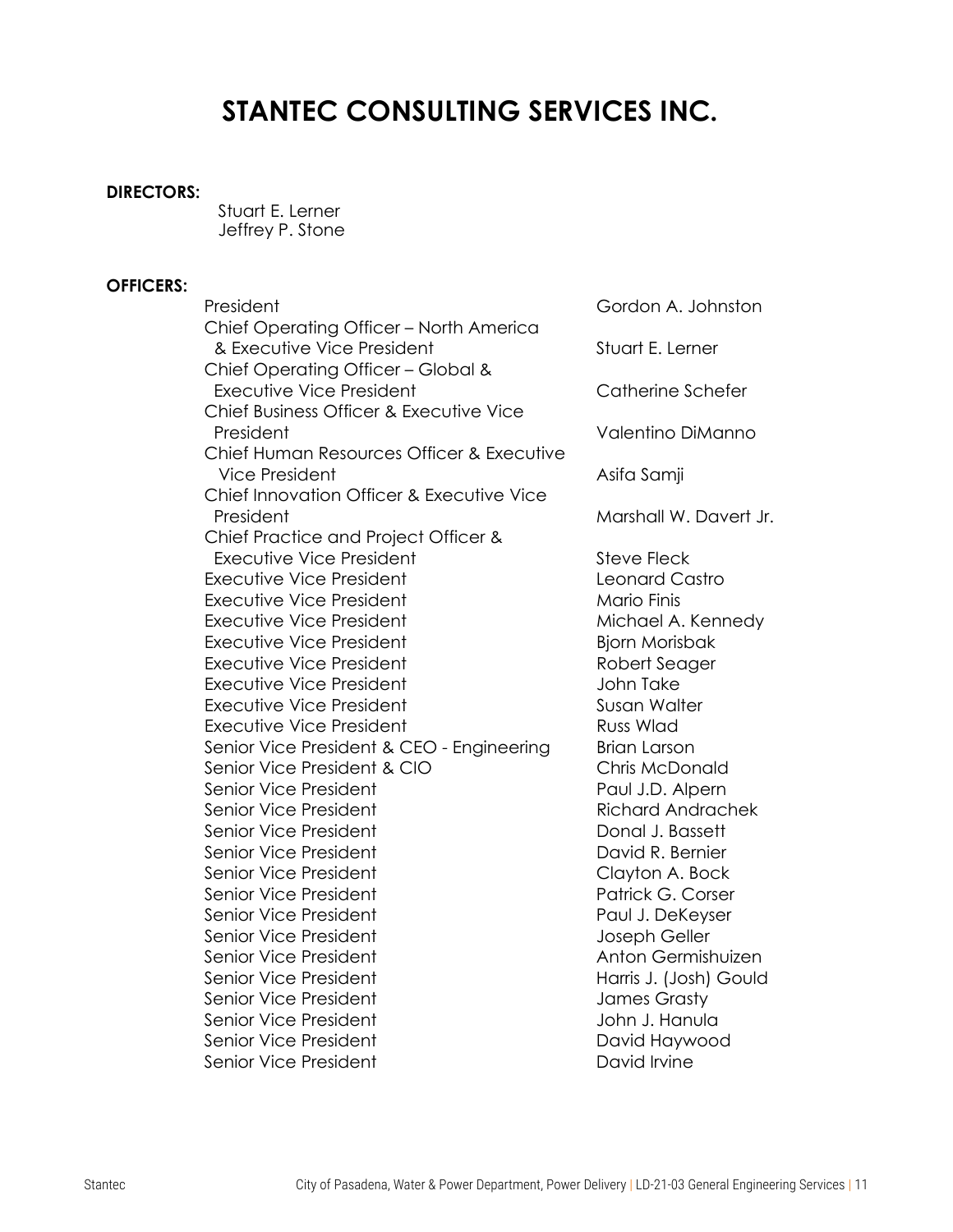# STANTEC CONSULTING SERVICES INC.

**DIRECTORS:**

Stuart E. Lerner
Jeffrey P. Stone

**OFFICERS:**

| | |
|---|---|
| President | Gordon A. Johnston |
| Chief Operating Officer – North America & Executive Vice President | Stuart E. Lerner |
| Chief Operating Officer – Global & Executive Vice President | Catherine Schefer |
| Chief Business Officer & Executive Vice President | Valentino DiManno |
| Chief Human Resources Officer & Executive Vice President | Asifa Samji |
| Chief Innovation Officer & Executive Vice President | Marshall W. Davert Jr. |
| Chief Practice and Project Officer & Executive Vice President | Steve Fleck |
| Executive Vice President | Leonard Castro |
| Executive Vice President | Mario Finis |
| Executive Vice President | Michael A. Kennedy |
| Executive Vice President | Bjorn Morisbak |
| Executive Vice President | Robert Seager |
| Executive Vice President | John Take |
| Executive Vice President | Susan Walter |
| Executive Vice President | Russ Wlad |
| Senior Vice President & CEO - Engineering | Brian Larson |
| Senior Vice President & CIO | Chris McDonald |
| Senior Vice President | Paul J.D. Alpern |
| Senior Vice President | Richard Andrachek |
| Senior Vice President | Donal J. Bassett |
| Senior Vice President | David R. Bernier |
| Senior Vice President | Clayton A. Bock |
| Senior Vice President | Patrick G. Corser |
| Senior Vice President | Paul J. DeKeyser |
| Senior Vice President | Joseph Geller |
| Senior Vice President | Anton Germishuizen |
| Senior Vice President | Harris J. (Josh) Gould |
| Senior Vice President | James Grasty |
| Senior Vice President | John J. Hanula |
| Senior Vice President | David Haywood |
| Senior Vice President | David Irvine |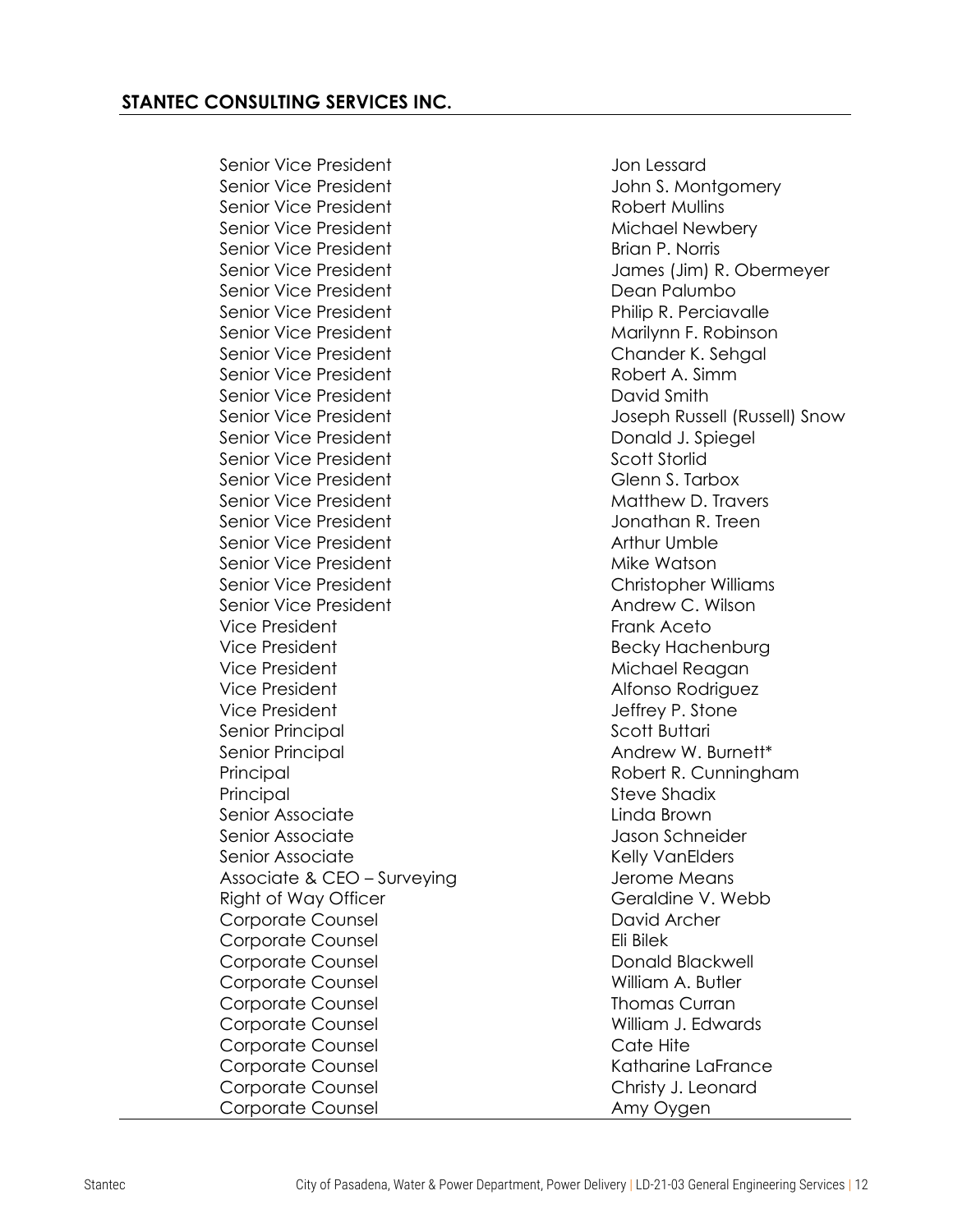## STANTEC CONSULTING SERVICES INC.

| | |
|---|---|
| Senior Vice President | Jon Lessard |
| Senior Vice President | John S. Montgomery |
| Senior Vice President | Robert Mullins |
| Senior Vice President | Michael Newbery |
| Senior Vice President | Brian P. Norris |
| Senior Vice President | James (Jim) R. Obermeyer |
| Senior Vice President | Dean Palumbo |
| Senior Vice President | Philip R. Perciavalle |
| Senior Vice President | Marilynn F. Robinson |
| Senior Vice President | Chander K. Sehgal |
| Senior Vice President | Robert A. Simm |
| Senior Vice President | David Smith |
| Senior Vice President | Joseph Russell (Russell) Snow |
| Senior Vice President | Donald J. Spiegel |
| Senior Vice President | Scott Storlid |
| Senior Vice President | Glenn S. Tarbox |
| Senior Vice President | Matthew D. Travers |
| Senior Vice President | Jonathan R. Treen |
| Senior Vice President | Arthur Umble |
| Senior Vice President | Mike Watson |
| Senior Vice President | Christopher Williams |
| Senior Vice President | Andrew C. Wilson |
| Vice President | Frank Aceto |
| Vice President | Becky Hachenburg |
| Vice President | Michael Reagan |
| Vice President | Alfonso Rodriguez |
| Vice President | Jeffrey P. Stone |
| Senior Principal | Scott Buttari |
| Senior Principal | Andrew W. Burnett* |
| Principal | Robert R. Cunningham |
| Principal | Steve Shadix |
| Senior Associate | Linda Brown |
| Senior Associate | Jason Schneider |
| Senior Associate | Kelly VanElders |
| Associate & CEO – Surveying | Jerome Means |
| Right of Way Officer | Geraldine V. Webb |
| Corporate Counsel | David Archer |
| Corporate Counsel | Eli Bilek |
| Corporate Counsel | Donald Blackwell |
| Corporate Counsel | William A. Butler |
| Corporate Counsel | Thomas Curran |
| Corporate Counsel | William J. Edwards |
| Corporate Counsel | Cate Hite |
| Corporate Counsel | Katharine LaFrance |
| Corporate Counsel | Christy J. Leonard |
| Corporate Counsel | Amy Oygen |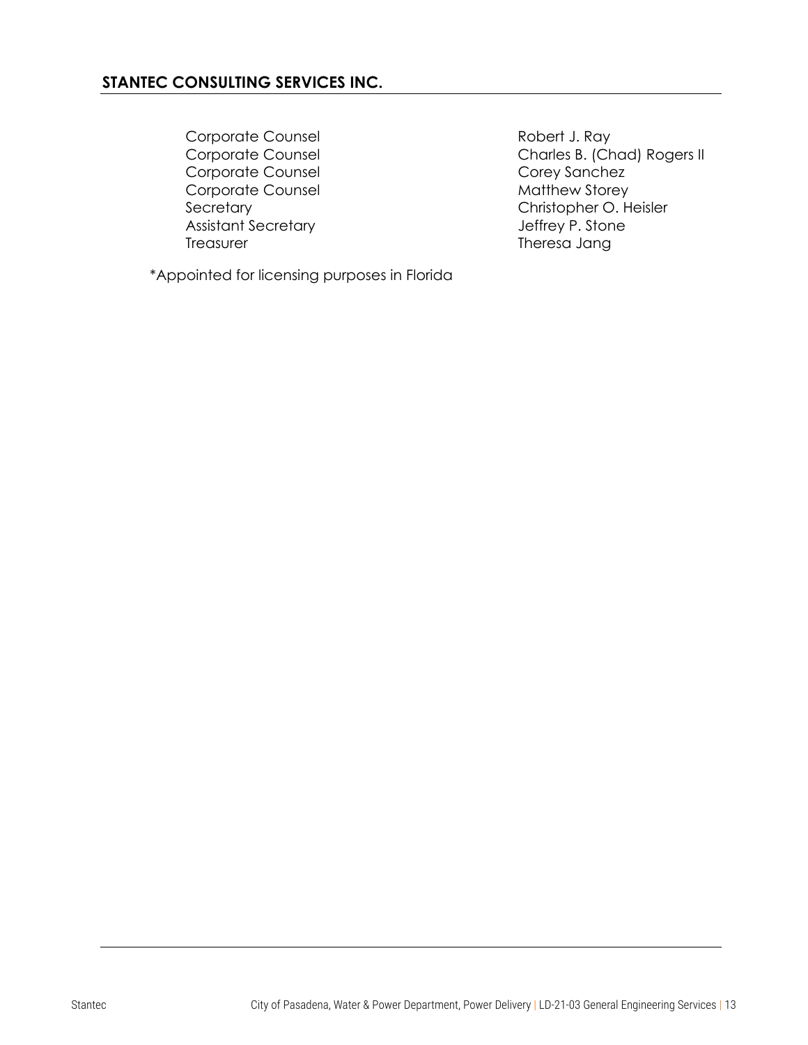## STANTEC CONSULTING SERVICES INC.

| | |
|---|---|
| Corporate Counsel | Robert J. Ray |
| Corporate Counsel | Charles B. (Chad) Rogers II |
| Corporate Counsel | Corey Sanchez |
| Corporate Counsel | Matthew Storey |
| Secretary | Christopher O. Heisler |
| Assistant Secretary | Jeffrey P. Stone |
| Treasurer | Theresa Jang |

*Appointed for licensing purposes in Florida